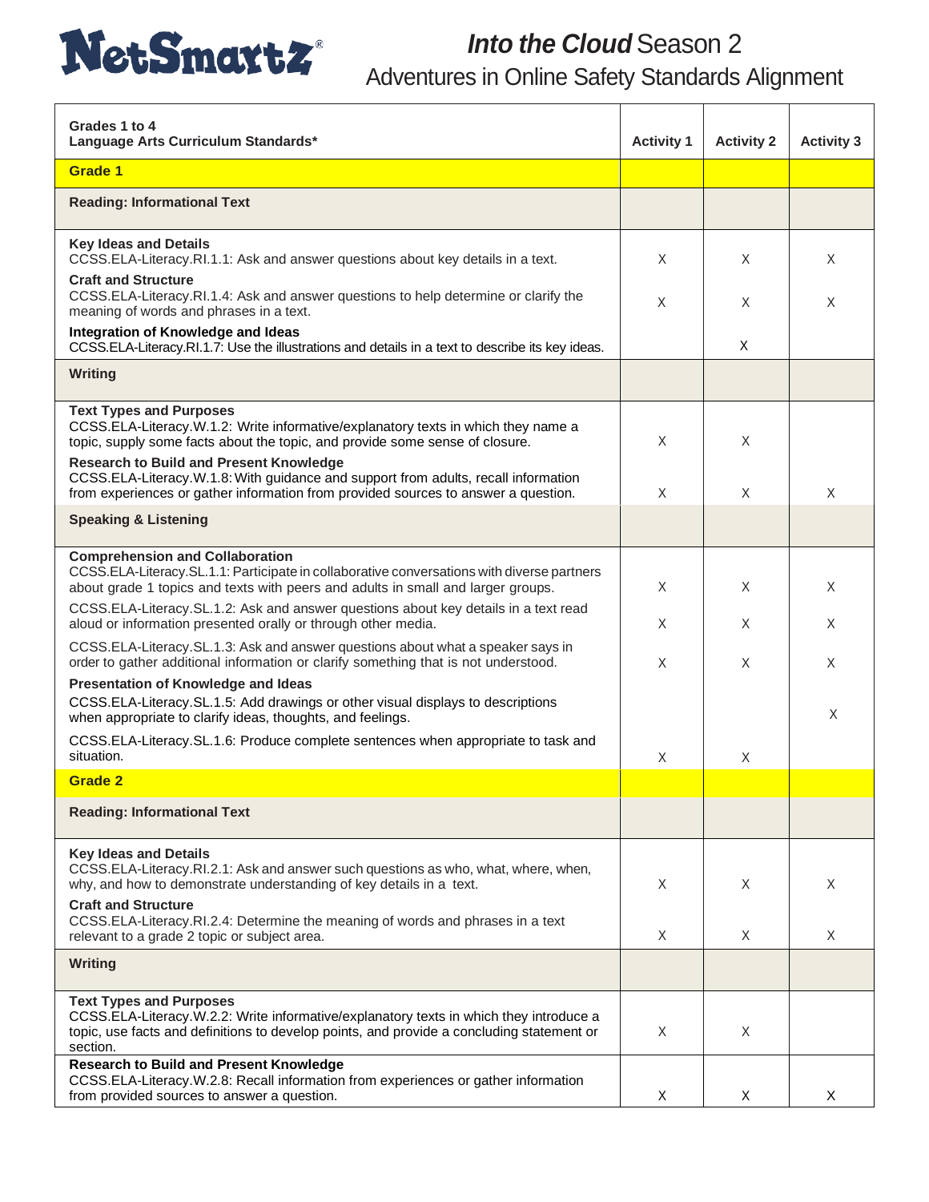NetSmartz®

# *Into the Cloud* Season 2

## Adventures in Online Safety Standards Alignment

| Grades 1 to 4<br>Language Arts Curriculum Standards* | Activity 1 | Activity 2 | Activity 3 |
|---|---|---|---|
| **Grade 1** | | | |
| **Reading: Informational Text** | | | |
| **Key Ideas and Details**<br>CCSS.ELA-Literacy.RI.1.1: Ask and answer questions about key details in a text. | X | X | X |
| **Craft and Structure**<br>CCSS.ELA-Literacy.RI.1.4: Ask and answer questions to help determine or clarify the meaning of words and phrases in a text. | X | X | X |
| **Integration of Knowledge and Ideas**<br>CCSS.ELA-Literacy.RI.1.7: Use the illustrations and details in a text to describe its key ideas. | | X | |
| **Writing** | | | |
| **Text Types and Purposes**<br>CCSS.ELA-Literacy.W.1.2: Write informative/explanatory texts in which they name a topic, supply some facts about the topic, and provide some sense of closure. | X | X | |
| **Research to Build and Present Knowledge**<br>CCSS.ELA-Literacy.W.1.8: With guidance and support from adults, recall information from experiences or gather information from provided sources to answer a question. | X | X | X |
| **Speaking & Listening** | | | |
| **Comprehension and Collaboration**<br>CCSS.ELA-Literacy.SL.1.1: Participate in collaborative conversations with diverse partners about grade 1 topics and texts with peers and adults in small and larger groups. | X | X | X |
| CCSS.ELA-Literacy.SL.1.2: Ask and answer questions about key details in a text read aloud or information presented orally or through other media. | X | X | X |
| CCSS.ELA-Literacy.SL.1.3: Ask and answer questions about what a speaker says in order to gather additional information or clarify something that is not understood. | X | X | X |
| **Presentation of Knowledge and Ideas**<br>CCSS.ELA-Literacy.SL.1.5: Add drawings or other visual displays to descriptions when appropriate to clarify ideas, thoughts, and feelings. | | | X |
| CCSS.ELA-Literacy.SL.1.6: Produce complete sentences when appropriate to task and situation. | X | X | |
| **Grade 2** | | | |
| **Reading: Informational Text** | | | |
| **Key Ideas and Details**<br>CCSS.ELA-Literacy.RI.2.1: Ask and answer such questions as who, what, where, when, why, and how to demonstrate understanding of key details in a text. | X | X | X |
| **Craft and Structure**<br>CCSS.ELA-Literacy.RI.2.4: Determine the meaning of words and phrases in a text relevant to a grade 2 topic or subject area. | X | X | X |
| **Writing** | | | |
| **Text Types and Purposes**<br>CCSS.ELA-Literacy.W.2.2: Write informative/explanatory texts in which they introduce a topic, use facts and definitions to develop points, and provide a concluding statement or section. | X | X | |
| **Research to Build and Present Knowledge**<br>CCSS.ELA-Literacy.W.2.8: Recall information from experiences or gather information from provided sources to answer a question. | X | X | X |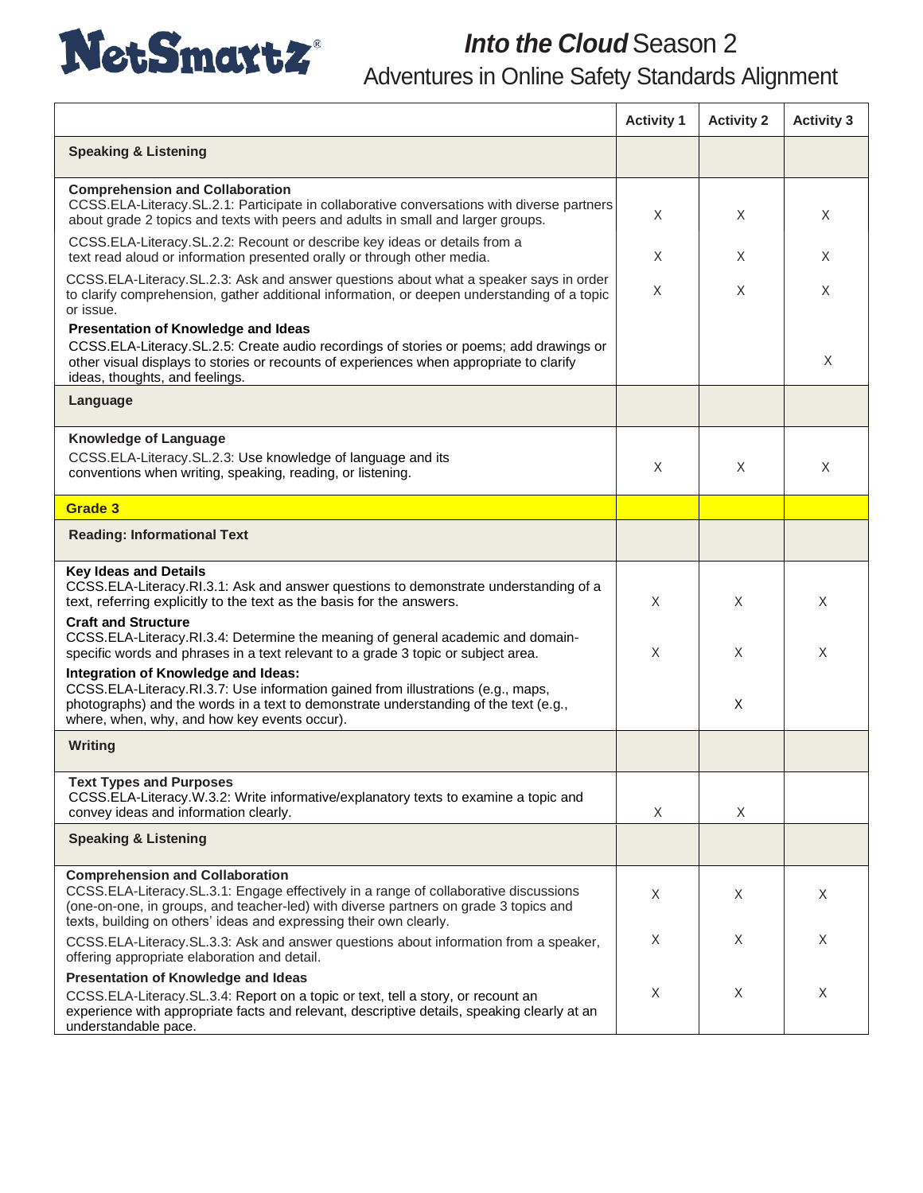# *Into the Cloud* Season 2

## Adventures in Online Safety Standards Alignment

| | Activity 1 | Activity 2 | Activity 3 |
|---|---|---|---|
| **Speaking & Listening** | | | |
| **Comprehension and Collaboration** CCSS.ELA-Literacy.SL.2.1: Participate in collaborative conversations with diverse partners about grade 2 topics and texts with peers and adults in small and larger groups. | X | X | X |
| CCSS.ELA-Literacy.SL.2.2: Recount or describe key ideas or details from a text read aloud or information presented orally or through other media. | X | X | X |
| CCSS.ELA-Literacy.SL.2.3: Ask and answer questions about what a speaker says in order to clarify comprehension, gather additional information, or deepen understanding of a topic or issue. | X | X | X |
| **Presentation of Knowledge and Ideas** CCSS.ELA-Literacy.SL.2.5: Create audio recordings of stories or poems; add drawings or other visual displays to stories or recounts of experiences when appropriate to clarify ideas, thoughts, and feelings. | | | X |
| **Language** | | | |
| **Knowledge of Language** CCSS.ELA-Literacy.SL.2.3: Use knowledge of language and its conventions when writing, speaking, reading, or listening. | X | X | X |
| **Grade 3** | | | |
| **Reading: Informational Text** | | | |
| **Key Ideas and Details** CCSS.ELA-Literacy.RI.3.1: Ask and answer questions to demonstrate understanding of a text, referring explicitly to the text as the basis for the answers. | X | X | X |
| **Craft and Structure** CCSS.ELA-Literacy.RI.3.4: Determine the meaning of general academic and domain-specific words and phrases in a text relevant to a grade 3 topic or subject area. | X | X | X |
| **Integration of Knowledge and Ideas:** CCSS.ELA-Literacy.RI.3.7: Use information gained from illustrations (e.g., maps, photographs) and the words in a text to demonstrate understanding of the text (e.g., where, when, why, and how key events occur). | | X | |
| **Writing** | | | |
| **Text Types and Purposes** CCSS.ELA-Literacy.W.3.2: Write informative/explanatory texts to examine a topic and convey ideas and information clearly. | X | X | |
| **Speaking & Listening** | | | |
| **Comprehension and Collaboration** CCSS.ELA-Literacy.SL.3.1: Engage effectively in a range of collaborative discussions (one-on-one, in groups, and teacher-led) with diverse partners on grade 3 topics and texts, building on others' ideas and expressing their own clearly. | X | X | X |
| CCSS.ELA-Literacy.SL.3.3: Ask and answer questions about information from a speaker, offering appropriate elaboration and detail. | X | X | X |
| **Presentation of Knowledge and Ideas** CCSS.ELA-Literacy.SL.3.4: Report on a topic or text, tell a story, or recount an experience with appropriate facts and relevant, descriptive details, speaking clearly at an understandable pace. | X | X | X |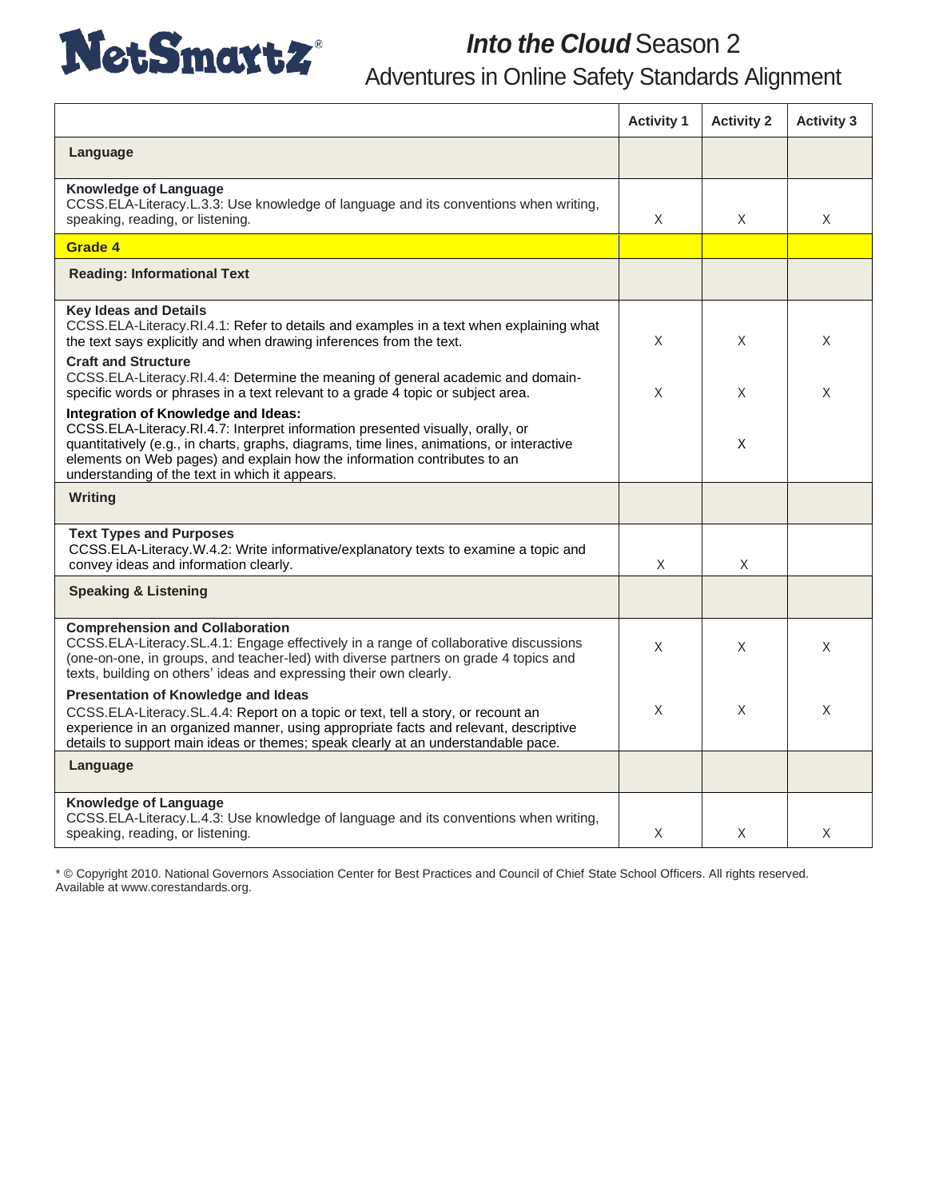# NetSmartz®

## *Into the Cloud* Season 2
## Adventures in Online Safety Standards Alignment

| | Activity 1 | Activity 2 | Activity 3 |
|---|---|---|---|
| **Language** | | | |
| **Knowledge of Language**<br>CCSS.ELA-Literacy.L.3.3: Use knowledge of language and its conventions when writing, speaking, reading, or listening. | X | X | X |
| **Grade 4** | | | |
| **Reading: Informational Text** | | | |
| **Key Ideas and Details**<br>CCSS.ELA-Literacy.RI.4.1: Refer to details and examples in a text when explaining what the text says explicitly and when drawing inferences from the text. | X | X | X |
| **Craft and Structure**<br>CCSS.ELA-Literacy.RI.4.4: Determine the meaning of general academic and domain-specific words or phrases in a text relevant to a grade 4 topic or subject area. | X | X | X |
| **Integration of Knowledge and Ideas:**<br>CCSS.ELA-Literacy.RI.4.7: Interpret information presented visually, orally, or quantitatively (e.g., in charts, graphs, diagrams, time lines, animations, or interactive elements on Web pages) and explain how the information contributes to an understanding of the text in which it appears. | | X | |
| **Writing** | | | |
| **Text Types and Purposes**<br>CCSS.ELA-Literacy.W.4.2: Write informative/explanatory texts to examine a topic and convey ideas and information clearly. | X | X | |
| **Speaking & Listening** | | | |
| **Comprehension and Collaboration**<br>CCSS.ELA-Literacy.SL.4.1: Engage effectively in a range of collaborative discussions (one-on-one, in groups, and teacher-led) with diverse partners on grade 4 topics and texts, building on others' ideas and expressing their own clearly. | X | X | X |
| **Presentation of Knowledge and Ideas**<br>CCSS.ELA-Literacy.SL.4.4: Report on a topic or text, tell a story, or recount an experience in an organized manner, using appropriate facts and relevant, descriptive details to support main ideas or themes; speak clearly at an understandable pace. | X | X | X |
| **Language** | | | |
| **Knowledge of Language**<br>CCSS.ELA-Literacy.L.4.3: Use knowledge of language and its conventions when writing, speaking, reading, or listening. | X | X | X |

* © Copyright 2010. National Governors Association Center for Best Practices and Council of Chief State School Officers. All rights reserved. Available at www.corestandards.org.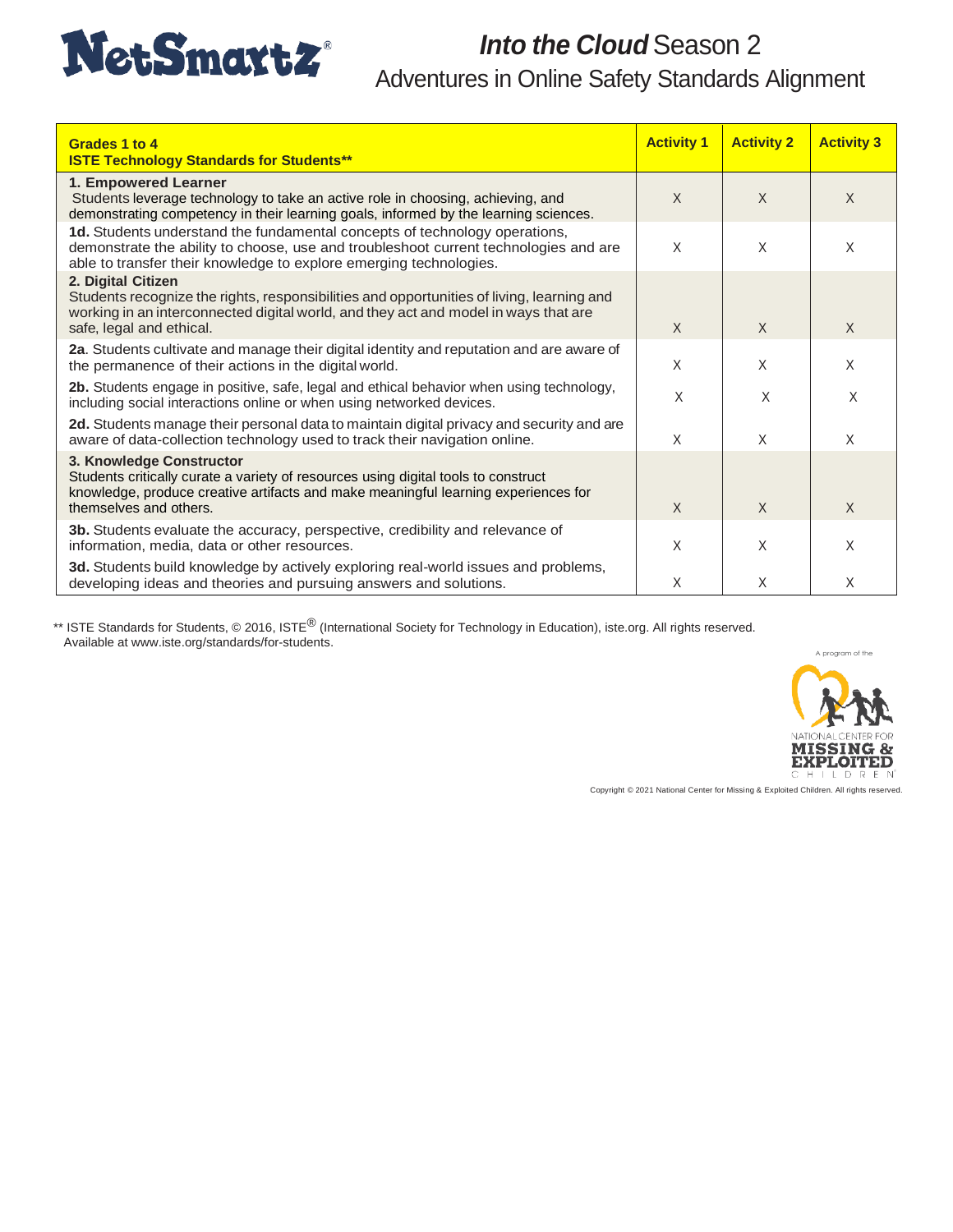# NetSmartz®

## *Into the Cloud* Season 2

## Adventures in Online Safety Standards Alignment

| Grades 1 to 4<br>ISTE Technology Standards for Students** | Activity 1 | Activity 2 | Activity 3 |
|---|---|---|---|
| **1. Empowered Learner**<br>Students leverage technology to take an active role in choosing, achieving, and demonstrating competency in their learning goals, informed by the learning sciences. | X | X | X |
| **1d.** Students understand the fundamental concepts of technology operations, demonstrate the ability to choose, use and troubleshoot current technologies and are able to transfer their knowledge to explore emerging technologies. | X | X | X |
| **2. Digital Citizen**<br>Students recognize the rights, responsibilities and opportunities of living, learning and working in an interconnected digital world, and they act and model in ways that are safe, legal and ethical. | X | X | X |
| **2a**. Students cultivate and manage their digital identity and reputation and are aware of the permanence of their actions in the digital world. | X | X | X |
| **2b.** Students engage in positive, safe, legal and ethical behavior when using technology, including social interactions online or when using networked devices. | X | X | X |
| **2d.** Students manage their personal data to maintain digital privacy and security and are aware of data-collection technology used to track their navigation online. | X | X | X |
| **3. Knowledge Constructor**<br>Students critically curate a variety of resources using digital tools to construct knowledge, produce creative artifacts and make meaningful learning experiences for themselves and others. | X | X | X |
| **3b.** Students evaluate the accuracy, perspective, credibility and relevance of information, media, data or other resources. | X | X | X |
| **3d.** Students build knowledge by actively exploring real-world issues and problems, developing ideas and theories and pursuing answers and solutions. | X | X | X |

** ISTE Standards for Students, © 2016, ISTE® (International Society for Technology in Education), iste.org. All rights reserved. Available at www.iste.org/standards/for-students.

A program of the NATIONAL CENTER FOR MISSING & EXPLOITED CHILDREN

Copyright © 2021 National Center for Missing & Exploited Children. All rights reserved.